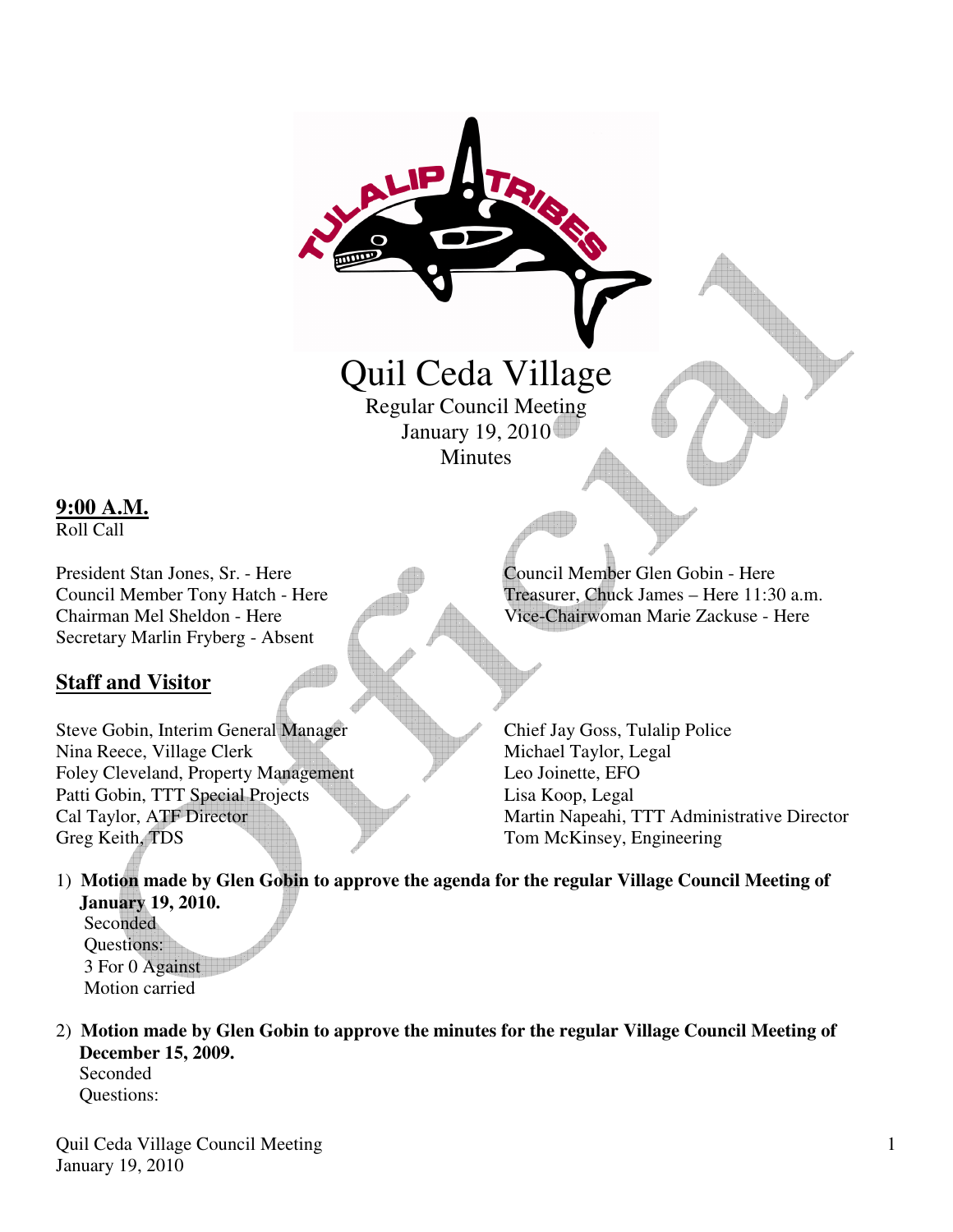# Quil Ceda Village

Regular Council Meeting
January 19, 2010
Minutes

**9:00 A.M.**
Roll Call

President Stan Jones, Sr. - Here
Council Member Tony Hatch - Here
Chairman Mel Sheldon - Here
Secretary Marlin Fryberg - Absent
Council Member Glen Gobin - Here
Treasurer, Chuck James – Here 11:30 a.m.
Vice-Chairwoman Marie Zackuse - Here

## Staff and Visitor

Steve Gobin, Interim General Manager
Nina Reece, Village Clerk
Foley Cleveland, Property Management
Patti Gobin, TTT Special Projects
Cal Taylor, ATF Director
Greg Keith, TDS
Chief Jay Goss, Tulalip Police
Michael Taylor, Legal
Leo Joinette, EFO
Lisa Koop, Legal
Martin Napeahi, TTT Administrative Director
Tom McKinsey, Engineering

1) **Motion made by Glen Gobin to approve the agenda for the regular Village Council Meeting of January 19, 2010.**
   Seconded
   Questions:
   3 For 0 Against
   Motion carried

2) **Motion made by Glen Gobin to approve the minutes for the regular Village Council Meeting of December 15, 2009.**
   Seconded
   Questions: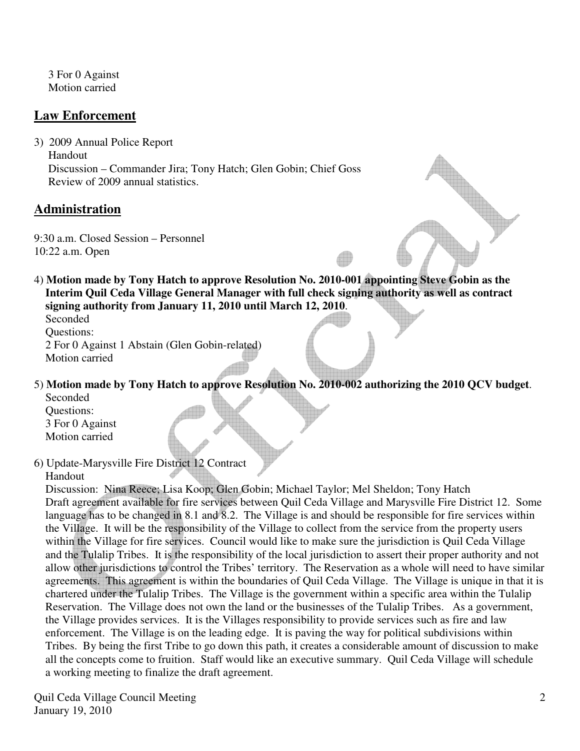3 For 0 Against
Motion carried

## Law Enforcement

3) 2009 Annual Police Report
   Handout
   Discussion – Commander Jira; Tony Hatch; Glen Gobin; Chief Goss
   Review of 2009 annual statistics.

## Administration

9:30 a.m. Closed Session – Personnel
10:22 a.m. Open

4) **Motion made by Tony Hatch to approve Resolution No. 2010-001 appointing Steve Gobin as the Interim Quil Ceda Village General Manager with full check signing authority as well as contract signing authority from January 11, 2010 until March 12, 2010**.
   Seconded
   Questions:
   2 For 0 Against 1 Abstain (Glen Gobin-related)
   Motion carried

5) **Motion made by Tony Hatch to approve Resolution No. 2010-002 authorizing the 2010 QCV budget**.
   Seconded
   Questions:
   3 For 0 Against
   Motion carried

6) Update-Marysville Fire District 12 Contract
   Handout
   Discussion: Nina Reece; Lisa Koop; Glen Gobin; Michael Taylor; Mel Sheldon; Tony Hatch
   Draft agreement available for fire services between Quil Ceda Village and Marysville Fire District 12. Some language has to be changed in 8.1 and 8.2. The Village is and should be responsible for fire services within the Village. It will be the responsibility of the Village to collect from the service from the property users within the Village for fire services. Council would like to make sure the jurisdiction is Quil Ceda Village and the Tulalip Tribes. It is the responsibility of the local jurisdiction to assert their proper authority and not allow other jurisdictions to control the Tribes' territory. The Reservation as a whole will need to have similar agreements. This agreement is within the boundaries of Quil Ceda Village. The Village is unique in that it is chartered under the Tulalip Tribes. The Village is the government within a specific area within the Tulalip Reservation. The Village does not own the land or the businesses of the Tulalip Tribes. As a government, the Village provides services. It is the Villages responsibility to provide services such as fire and law enforcement. The Village is on the leading edge. It is paving the way for political subdivisions within Tribes. By being the first Tribe to go down this path, it creates a considerable amount of discussion to make all the concepts come to fruition. Staff would like an executive summary. Quil Ceda Village will schedule a working meeting to finalize the draft agreement.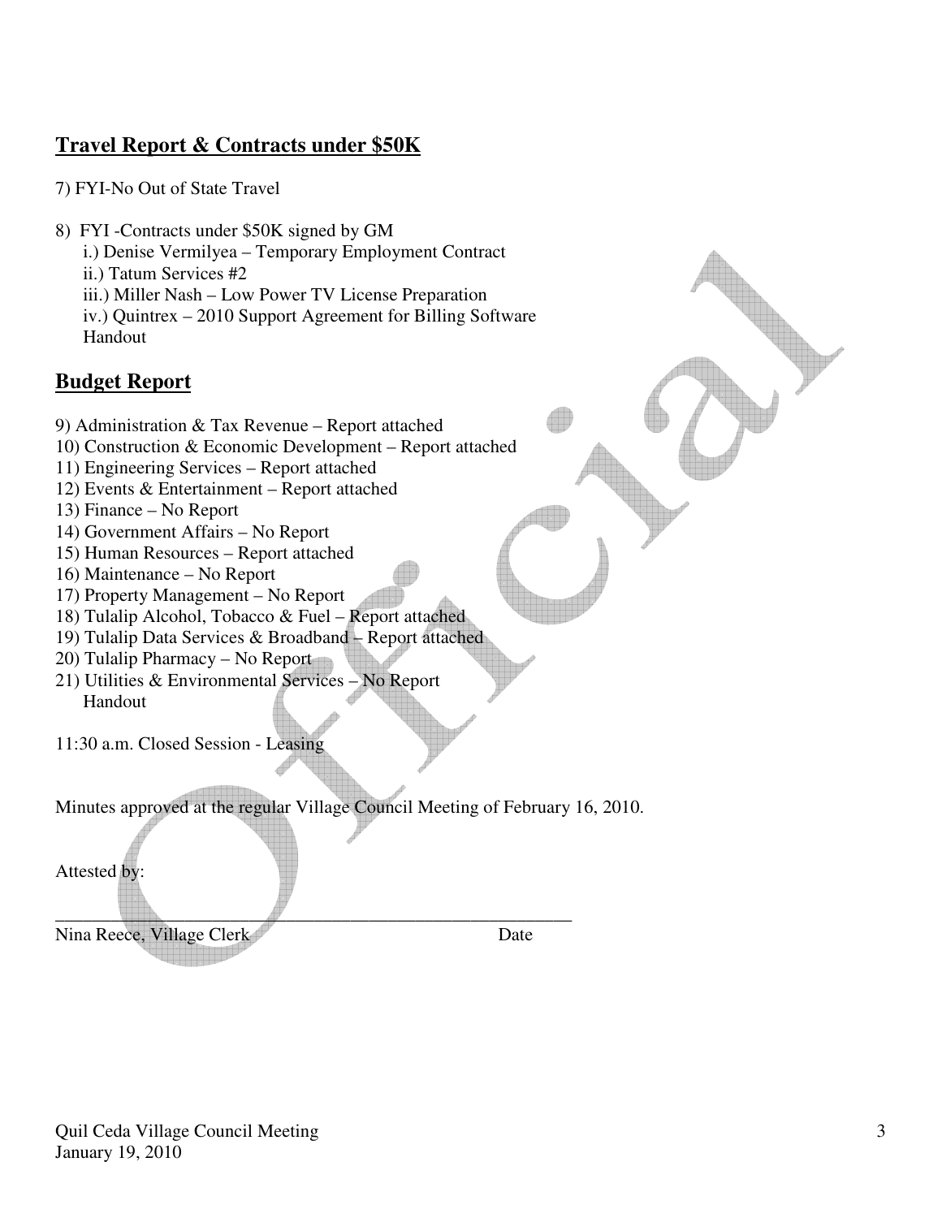## Travel Report & Contracts under $50K

7) FYI-No Out of State Travel

8) FYI -Contracts under $50K signed by GM

   i.) Denise Vermilyea – Temporary Employment Contract
   ii.) Tatum Services #2
   iii.) Miller Nash – Low Power TV License Preparation
   iv.) Quintrex – 2010 Support Agreement for Billing Software
   Handout

## Budget Report

9) Administration & Tax Revenue – Report attached
10) Construction & Economic Development – Report attached
11) Engineering Services – Report attached
12) Events & Entertainment – Report attached
13) Finance – No Report
14) Government Affairs – No Report
15) Human Resources – Report attached
16) Maintenance – No Report
17) Property Management – No Report
18) Tulalip Alcohol, Tobacco & Fuel – Report attached
19) Tulalip Data Services & Broadband – Report attached
20) Tulalip Pharmacy – No Report
21) Utilities & Environmental Services – No Report
   Handout

11:30 a.m. Closed Session - Leasing

Minutes approved at the regular Village Council Meeting of February 16, 2010.

Attested by:

_________________________________________________________

Nina Reece, Village Clerk Date